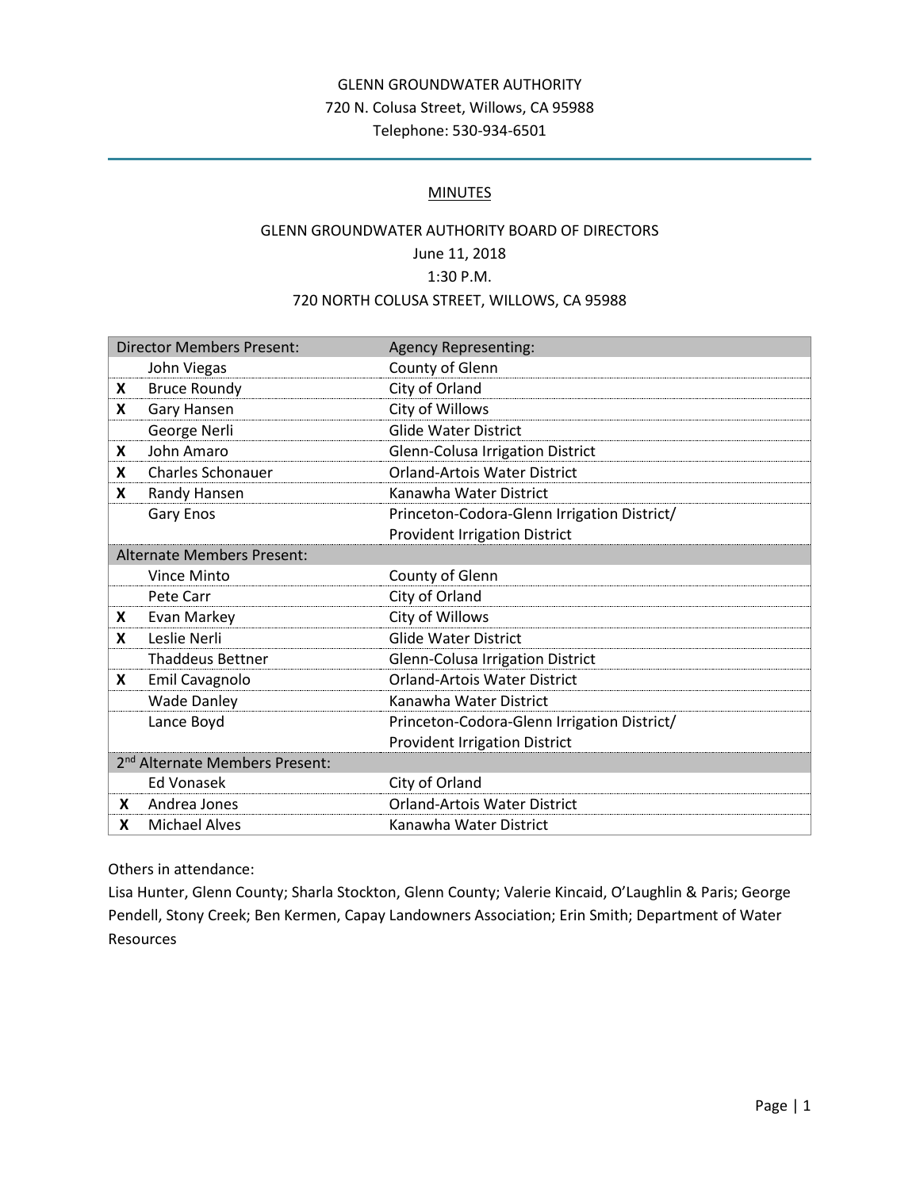GLENN GROUNDWATER AUTHORITY
720 N. Colusa Street, Willows, CA 95988
Telephone: 530-934-6501

## MINUTES

GLENN GROUNDWATER AUTHORITY BOARD OF DIRECTORS
June 11, 2018
1:30 P.M.
720 NORTH COLUSA STREET, WILLOWS, CA 95988

| Director Members Present: | | Agency Representing: |
|---|---|---|
| | John Viegas | County of Glenn |
| X | Bruce Roundy | City of Orland |
| X | Gary Hansen | City of Willows |
| | George Nerli | Glide Water District |
| X | John Amaro | Glenn-Colusa Irrigation District |
| X | Charles Schonauer | Orland-Artois Water District |
| X | Randy Hansen | Kanawha Water District |
| | Gary Enos | Princeton-Codora-Glenn Irrigation District/ Provident Irrigation District |
| **Alternate Members Present:** | | |
| | Vince Minto | County of Glenn |
| | Pete Carr | City of Orland |
| X | Evan Markey | City of Willows |
| X | Leslie Nerli | Glide Water District |
| | Thaddeus Bettner | Glenn-Colusa Irrigation District |
| X | Emil Cavagnolo | Orland-Artois Water District |
| | Wade Danley | Kanawha Water District |
| | Lance Boyd | Princeton-Codora-Glenn Irrigation District/ Provident Irrigation District |
| **2nd Alternate Members Present:** | | |
| | Ed Vonasek | City of Orland |
| X | Andrea Jones | Orland-Artois Water District |
| X | Michael Alves | Kanawha Water District |

Others in attendance:
Lisa Hunter, Glenn County; Sharla Stockton, Glenn County; Valerie Kincaid, O'Laughlin & Paris; George Pendell, Stony Creek; Ben Kermen, Capay Landowners Association; Erin Smith; Department of Water Resources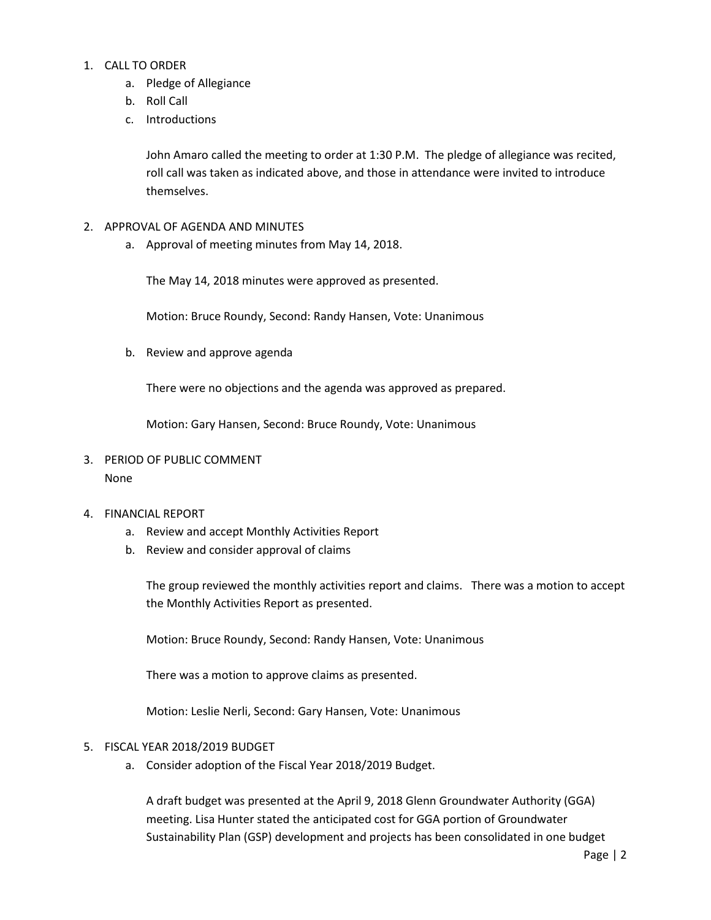1. CALL TO ORDER
   a. Pledge of Allegiance
   b. Roll Call
   c. Introductions

   John Amaro called the meeting to order at 1:30 P.M. The pledge of allegiance was recited, roll call was taken as indicated above, and those in attendance were invited to introduce themselves.

2. APPROVAL OF AGENDA AND MINUTES
   a. Approval of meeting minutes from May 14, 2018.

      The May 14, 2018 minutes were approved as presented.

      Motion: Bruce Roundy, Second: Randy Hansen, Vote: Unanimous

   b. Review and approve agenda

      There were no objections and the agenda was approved as prepared.

      Motion: Gary Hansen, Second: Bruce Roundy, Vote: Unanimous

3. PERIOD OF PUBLIC COMMENT
   None

4. FINANCIAL REPORT
   a. Review and accept Monthly Activities Report
   b. Review and consider approval of claims

      The group reviewed the monthly activities report and claims. There was a motion to accept the Monthly Activities Report as presented.

      Motion: Bruce Roundy, Second: Randy Hansen, Vote: Unanimous

      There was a motion to approve claims as presented.

      Motion: Leslie Nerli, Second: Gary Hansen, Vote: Unanimous

5. FISCAL YEAR 2018/2019 BUDGET
   a. Consider adoption of the Fiscal Year 2018/2019 Budget.

      A draft budget was presented at the April 9, 2018 Glenn Groundwater Authority (GGA) meeting. Lisa Hunter stated the anticipated cost for GGA portion of Groundwater Sustainability Plan (GSP) development and projects has been consolidated in one budget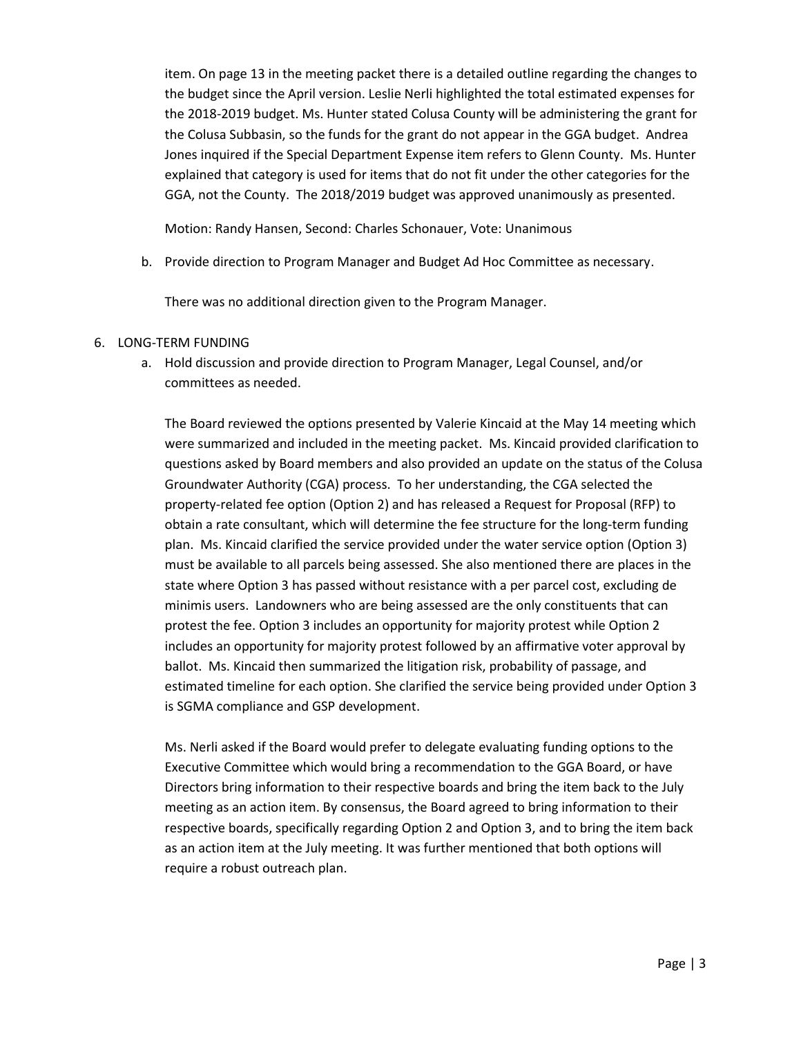item. On page 13 in the meeting packet there is a detailed outline regarding the changes to the budget since the April version. Leslie Nerli highlighted the total estimated expenses for the 2018-2019 budget. Ms. Hunter stated Colusa County will be administering the grant for the Colusa Subbasin, so the funds for the grant do not appear in the GGA budget. Andrea Jones inquired if the Special Department Expense item refers to Glenn County. Ms. Hunter explained that category is used for items that do not fit under the other categories for the GGA, not the County. The 2018/2019 budget was approved unanimously as presented.

Motion: Randy Hansen, Second: Charles Schonauer, Vote: Unanimous

b. Provide direction to Program Manager and Budget Ad Hoc Committee as necessary.

   There was no additional direction given to the Program Manager.

6. LONG-TERM FUNDING
   a. Hold discussion and provide direction to Program Manager, Legal Counsel, and/or committees as needed.

   The Board reviewed the options presented by Valerie Kincaid at the May 14 meeting which were summarized and included in the meeting packet. Ms. Kincaid provided clarification to questions asked by Board members and also provided an update on the status of the Colusa Groundwater Authority (CGA) process. To her understanding, the CGA selected the property-related fee option (Option 2) and has released a Request for Proposal (RFP) to obtain a rate consultant, which will determine the fee structure for the long-term funding plan. Ms. Kincaid clarified the service provided under the water service option (Option 3) must be available to all parcels being assessed. She also mentioned there are places in the state where Option 3 has passed without resistance with a per parcel cost, excluding de minimis users. Landowners who are being assessed are the only constituents that can protest the fee. Option 3 includes an opportunity for majority protest while Option 2 includes an opportunity for majority protest followed by an affirmative voter approval by ballot. Ms. Kincaid then summarized the litigation risk, probability of passage, and estimated timeline for each option. She clarified the service being provided under Option 3 is SGMA compliance and GSP development.

   Ms. Nerli asked if the Board would prefer to delegate evaluating funding options to the Executive Committee which would bring a recommendation to the GGA Board, or have Directors bring information to their respective boards and bring the item back to the July meeting as an action item. By consensus, the Board agreed to bring information to their respective boards, specifically regarding Option 2 and Option 3, and to bring the item back as an action item at the July meeting. It was further mentioned that both options will require a robust outreach plan.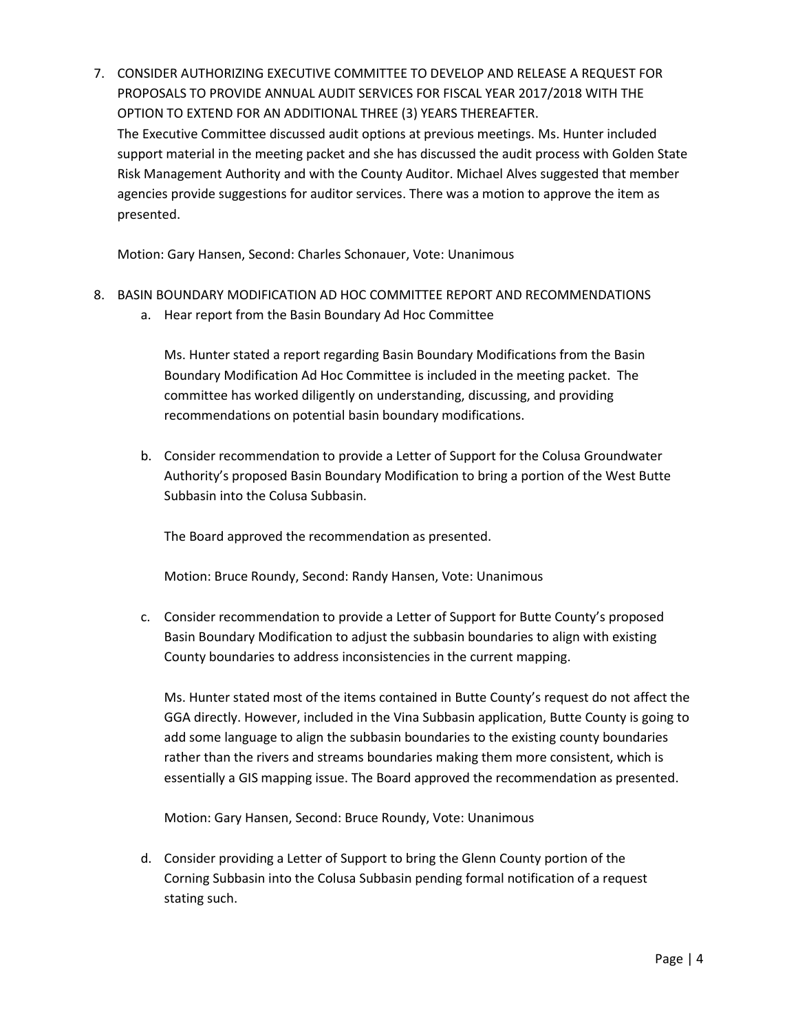7. CONSIDER AUTHORIZING EXECUTIVE COMMITTEE TO DEVELOP AND RELEASE A REQUEST FOR PROPOSALS TO PROVIDE ANNUAL AUDIT SERVICES FOR FISCAL YEAR 2017/2018 WITH THE OPTION TO EXTEND FOR AN ADDITIONAL THREE (3) YEARS THEREAFTER.
   The Executive Committee discussed audit options at previous meetings. Ms. Hunter included support material in the meeting packet and she has discussed the audit process with Golden State Risk Management Authority and with the County Auditor. Michael Alves suggested that member agencies provide suggestions for auditor services. There was a motion to approve the item as presented.

   Motion: Gary Hansen, Second: Charles Schonauer, Vote: Unanimous

8. BASIN BOUNDARY MODIFICATION AD HOC COMMITTEE REPORT AND RECOMMENDATIONS
   a. Hear report from the Basin Boundary Ad Hoc Committee

      Ms. Hunter stated a report regarding Basin Boundary Modifications from the Basin Boundary Modification Ad Hoc Committee is included in the meeting packet. The committee has worked diligently on understanding, discussing, and providing recommendations on potential basin boundary modifications.

   b. Consider recommendation to provide a Letter of Support for the Colusa Groundwater Authority's proposed Basin Boundary Modification to bring a portion of the West Butte Subbasin into the Colusa Subbasin.

      The Board approved the recommendation as presented.

      Motion: Bruce Roundy, Second: Randy Hansen, Vote: Unanimous

   c. Consider recommendation to provide a Letter of Support for Butte County's proposed Basin Boundary Modification to adjust the subbasin boundaries to align with existing County boundaries to address inconsistencies in the current mapping.

      Ms. Hunter stated most of the items contained in Butte County's request do not affect the GGA directly. However, included in the Vina Subbasin application, Butte County is going to add some language to align the subbasin boundaries to the existing county boundaries rather than the rivers and streams boundaries making them more consistent, which is essentially a GIS mapping issue. The Board approved the recommendation as presented.

      Motion: Gary Hansen, Second: Bruce Roundy, Vote: Unanimous

   d. Consider providing a Letter of Support to bring the Glenn County portion of the Corning Subbasin into the Colusa Subbasin pending formal notification of a request stating such.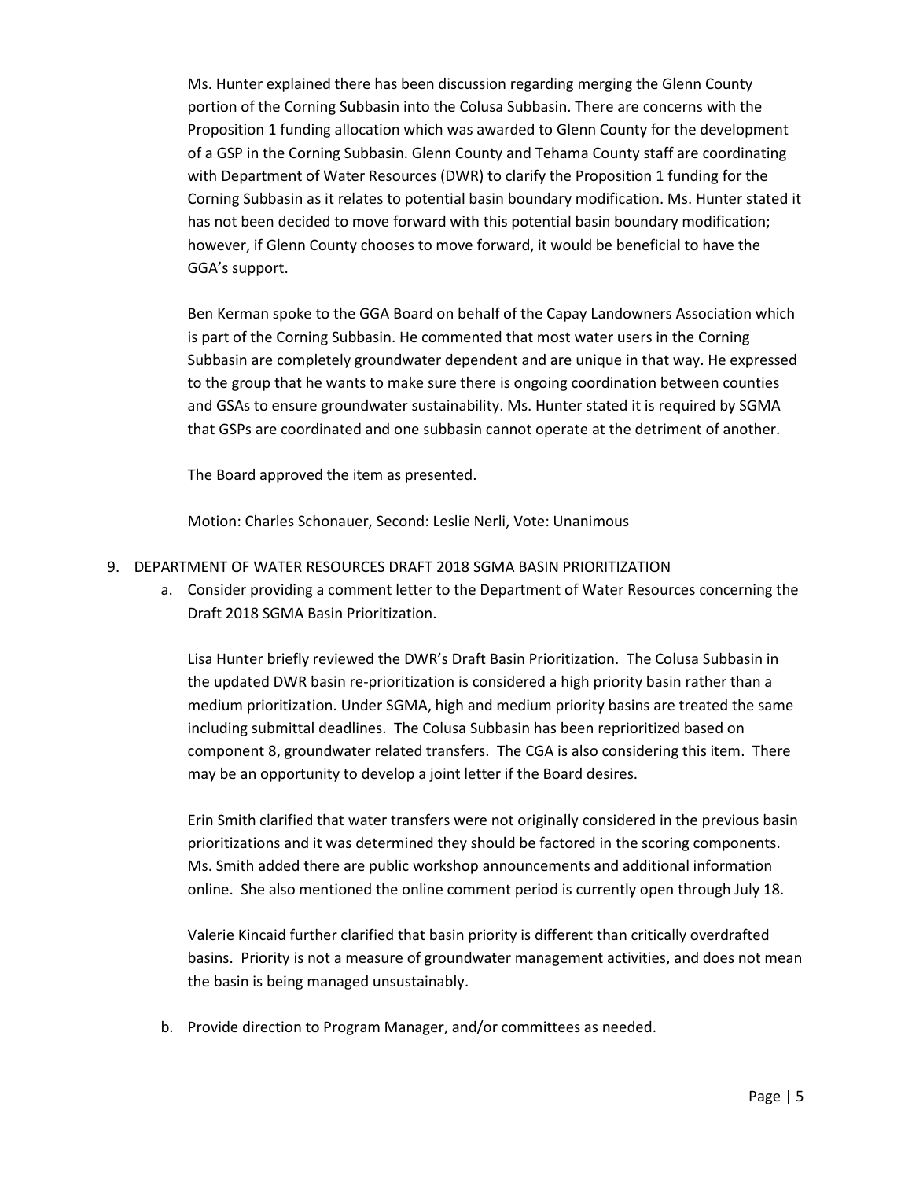Ms. Hunter explained there has been discussion regarding merging the Glenn County portion of the Corning Subbasin into the Colusa Subbasin. There are concerns with the Proposition 1 funding allocation which was awarded to Glenn County for the development of a GSP in the Corning Subbasin. Glenn County and Tehama County staff are coordinating with Department of Water Resources (DWR) to clarify the Proposition 1 funding for the Corning Subbasin as it relates to potential basin boundary modification. Ms. Hunter stated it has not been decided to move forward with this potential basin boundary modification; however, if Glenn County chooses to move forward, it would be beneficial to have the GGA's support.

Ben Kerman spoke to the GGA Board on behalf of the Capay Landowners Association which is part of the Corning Subbasin. He commented that most water users in the Corning Subbasin are completely groundwater dependent and are unique in that way. He expressed to the group that he wants to make sure there is ongoing coordination between counties and GSAs to ensure groundwater sustainability. Ms. Hunter stated it is required by SGMA that GSPs are coordinated and one subbasin cannot operate at the detriment of another.

The Board approved the item as presented.

Motion: Charles Schonauer, Second: Leslie Nerli, Vote: Unanimous

9. DEPARTMENT OF WATER RESOURCES DRAFT 2018 SGMA BASIN PRIORITIZATION
   a. Consider providing a comment letter to the Department of Water Resources concerning the Draft 2018 SGMA Basin Prioritization.

      Lisa Hunter briefly reviewed the DWR's Draft Basin Prioritization. The Colusa Subbasin in the updated DWR basin re-prioritization is considered a high priority basin rather than a medium prioritization. Under SGMA, high and medium priority basins are treated the same including submittal deadlines. The Colusa Subbasin has been reprioritized based on component 8, groundwater related transfers. The CGA is also considering this item. There may be an opportunity to develop a joint letter if the Board desires.

      Erin Smith clarified that water transfers were not originally considered in the previous basin prioritizations and it was determined they should be factored in the scoring components. Ms. Smith added there are public workshop announcements and additional information online. She also mentioned the online comment period is currently open through July 18.

      Valerie Kincaid further clarified that basin priority is different than critically overdrafted basins. Priority is not a measure of groundwater management activities, and does not mean the basin is being managed unsustainably.

   b. Provide direction to Program Manager, and/or committees as needed.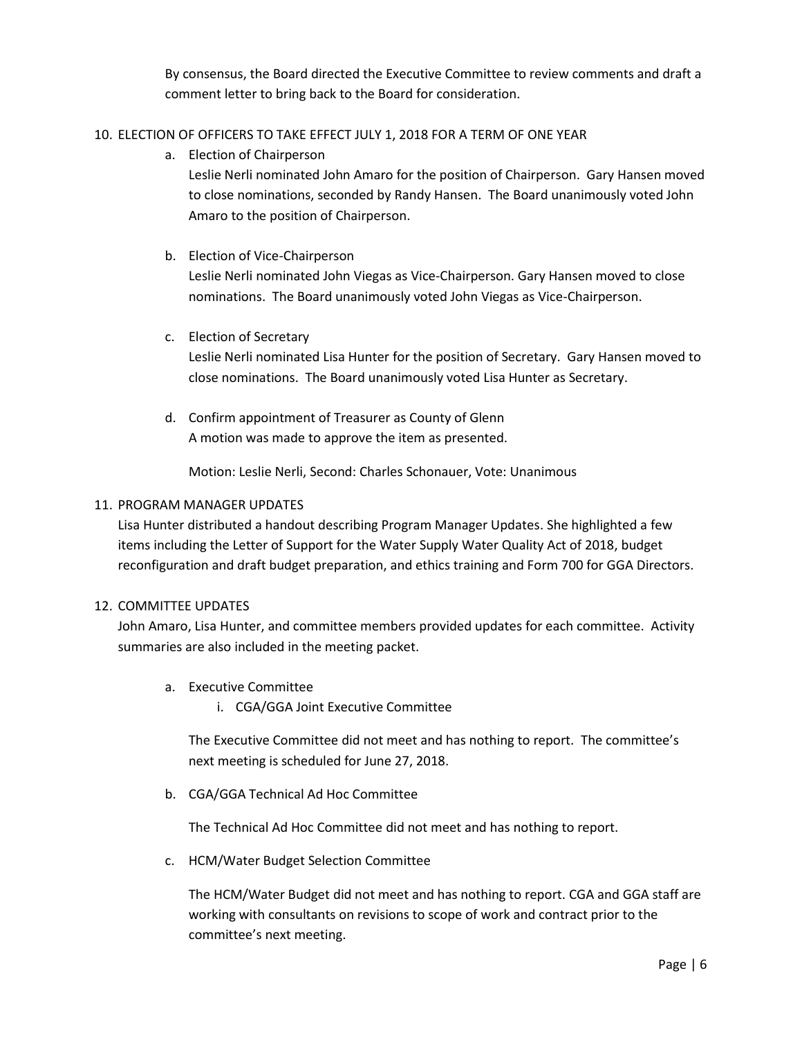By consensus, the Board directed the Executive Committee to review comments and draft a comment letter to bring back to the Board for consideration.

10. ELECTION OF OFFICERS TO TAKE EFFECT JULY 1, 2018 FOR A TERM OF ONE YEAR

    a. Election of Chairperson

       Leslie Nerli nominated John Amaro for the position of Chairperson. Gary Hansen moved to close nominations, seconded by Randy Hansen. The Board unanimously voted John Amaro to the position of Chairperson.

    b. Election of Vice-Chairperson

       Leslie Nerli nominated John Viegas as Vice-Chairperson. Gary Hansen moved to close nominations. The Board unanimously voted John Viegas as Vice-Chairperson.

    c. Election of Secretary

       Leslie Nerli nominated Lisa Hunter for the position of Secretary. Gary Hansen moved to close nominations. The Board unanimously voted Lisa Hunter as Secretary.

    d. Confirm appointment of Treasurer as County of Glenn

       A motion was made to approve the item as presented.

       Motion: Leslie Nerli, Second: Charles Schonauer, Vote: Unanimous

11. PROGRAM MANAGER UPDATES

    Lisa Hunter distributed a handout describing Program Manager Updates. She highlighted a few items including the Letter of Support for the Water Supply Water Quality Act of 2018, budget reconfiguration and draft budget preparation, and ethics training and Form 700 for GGA Directors.

12. COMMITTEE UPDATES

    John Amaro, Lisa Hunter, and committee members provided updates for each committee. Activity summaries are also included in the meeting packet.

    a. Executive Committee

       i. CGA/GGA Joint Executive Committee

       The Executive Committee did not meet and has nothing to report. The committee's next meeting is scheduled for June 27, 2018.

    b. CGA/GGA Technical Ad Hoc Committee

       The Technical Ad Hoc Committee did not meet and has nothing to report.

    c. HCM/Water Budget Selection Committee

       The HCM/Water Budget did not meet and has nothing to report. CGA and GGA staff are working with consultants on revisions to scope of work and contract prior to the committee's next meeting.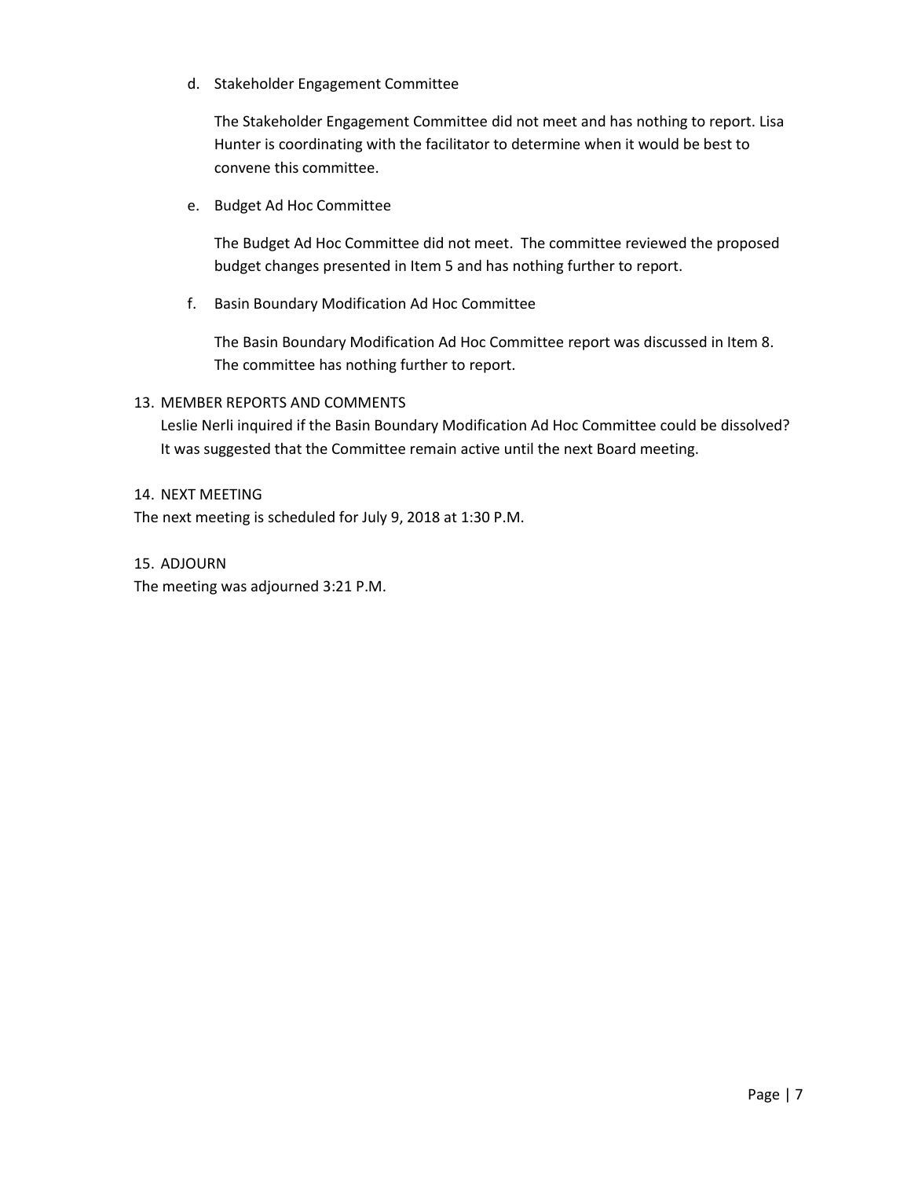d. Stakeholder Engagement Committee

   The Stakeholder Engagement Committee did not meet and has nothing to report. Lisa Hunter is coordinating with the facilitator to determine when it would be best to convene this committee.

e. Budget Ad Hoc Committee

   The Budget Ad Hoc Committee did not meet. The committee reviewed the proposed budget changes presented in Item 5 and has nothing further to report.

f. Basin Boundary Modification Ad Hoc Committee

   The Basin Boundary Modification Ad Hoc Committee report was discussed in Item 8. The committee has nothing further to report.

13. MEMBER REPORTS AND COMMENTS

Leslie Nerli inquired if the Basin Boundary Modification Ad Hoc Committee could be dissolved? It was suggested that the Committee remain active until the next Board meeting.

14. NEXT MEETING

The next meeting is scheduled for July 9, 2018 at 1:30 P.M.

15. ADJOURN

The meeting was adjourned 3:21 P.M.